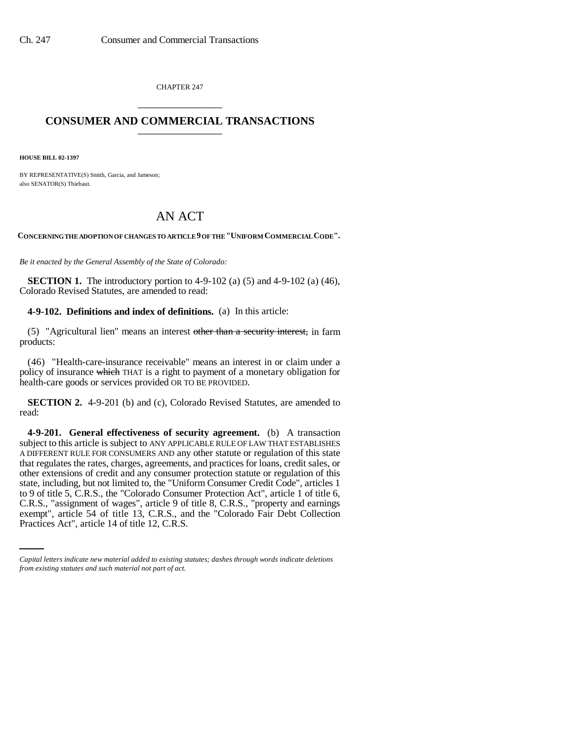CHAPTER 247

# CONSUMER AND COMMERCIAL TRANSACTIONS

**HOUSE BILL 02-1397**

BY REPRESENTATIVE(S) Smith, Garcia, and Jameson;
also SENATOR(S) Thiebaut.

# AN ACT

**CONCERNING THE ADOPTION OF CHANGES TO ARTICLE 9 OF THE "UNIFORM COMMERCIAL CODE".**

*Be it enacted by the General Assembly of the State of Colorado:*

**SECTION 1.** The introductory portion to 4-9-102 (a) (5) and 4-9-102 (a) (46), Colorado Revised Statutes, are amended to read:

**4-9-102. Definitions and index of definitions.** (a) In this article:

(5) "Agricultural lien" means an interest ~~other than a security interest,~~ in farm products:

(46) "Health-care-insurance receivable" means an interest in or claim under a policy of insurance ~~which~~ THAT is a right to payment of a monetary obligation for health-care goods or services provided OR TO BE PROVIDED.

**SECTION 2.** 4-9-201 (b) and (c), Colorado Revised Statutes, are amended to read:

**4-9-201. General effectiveness of security agreement.** (b) A transaction subject to this article is subject to ANY APPLICABLE RULE OF LAW THAT ESTABLISHES A DIFFERENT RULE FOR CONSUMERS AND any other statute or regulation of this state that regulates the rates, charges, agreements, and practices for loans, credit sales, or other extensions of credit and any consumer protection statute or regulation of this state, including, but not limited to, the "Uniform Consumer Credit Code", articles 1 to 9 of title 5, C.R.S., the "Colorado Consumer Protection Act", article 1 of title 6, C.R.S., "assignment of wages", article 9 of title 8, C.R.S., "property and earnings exempt", article 54 of title 13, C.R.S., and the "Colorado Fair Debt Collection Practices Act", article 14 of title 12, C.R.S.

*Capital letters indicate new material added to existing statutes; dashes through words indicate deletions from existing statutes and such material not part of act.*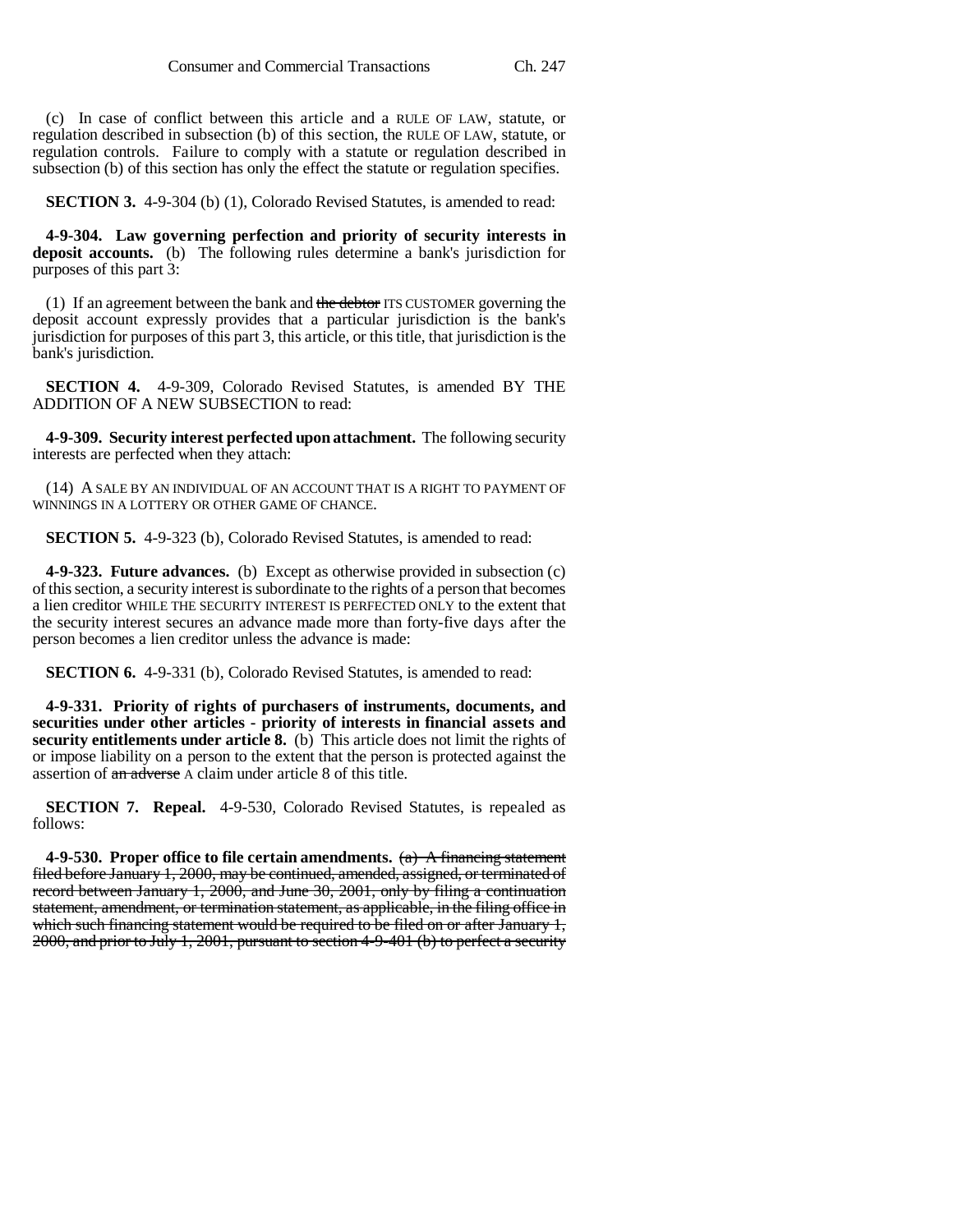(c) In case of conflict between this article and a RULE OF LAW, statute, or regulation described in subsection (b) of this section, the RULE OF LAW, statute, or regulation controls. Failure to comply with a statute or regulation described in subsection (b) of this section has only the effect the statute or regulation specifies.

**SECTION 3.** 4-9-304 (b) (1), Colorado Revised Statutes, is amended to read:

**4-9-304. Law governing perfection and priority of security interests in deposit accounts.** (b) The following rules determine a bank's jurisdiction for purposes of this part 3:

(1) If an agreement between the bank and ~~the debtor~~ ITS CUSTOMER governing the deposit account expressly provides that a particular jurisdiction is the bank's jurisdiction for purposes of this part 3, this article, or this title, that jurisdiction is the bank's jurisdiction.

**SECTION 4.** 4-9-309, Colorado Revised Statutes, is amended BY THE ADDITION OF A NEW SUBSECTION to read:

**4-9-309. Security interest perfected upon attachment.** The following security interests are perfected when they attach:

(14) A SALE BY AN INDIVIDUAL OF AN ACCOUNT THAT IS A RIGHT TO PAYMENT OF WINNINGS IN A LOTTERY OR OTHER GAME OF CHANCE.

**SECTION 5.** 4-9-323 (b), Colorado Revised Statutes, is amended to read:

**4-9-323. Future advances.** (b) Except as otherwise provided in subsection (c) of this section, a security interest is subordinate to the rights of a person that becomes a lien creditor WHILE THE SECURITY INTEREST IS PERFECTED ONLY to the extent that the security interest secures an advance made more than forty-five days after the person becomes a lien creditor unless the advance is made:

**SECTION 6.** 4-9-331 (b), Colorado Revised Statutes, is amended to read:

**4-9-331. Priority of rights of purchasers of instruments, documents, and securities under other articles - priority of interests in financial assets and security entitlements under article 8.** (b) This article does not limit the rights of or impose liability on a person to the extent that the person is protected against the assertion of ~~an adverse~~ A claim under article 8 of this title.

**SECTION 7. Repeal.** 4-9-530, Colorado Revised Statutes, is repealed as follows:

**4-9-530. Proper office to file certain amendments.** ~~(a) A financing statement filed before January 1, 2000, may be continued, amended, assigned, or terminated of record between January 1, 2000, and June 30, 2001, only by filing a continuation statement, amendment, or termination statement, as applicable, in the filing office in which such financing statement would be required to be filed on or after January 1, 2000, and prior to July 1, 2001, pursuant to section 4-9-401 (b) to perfect a security~~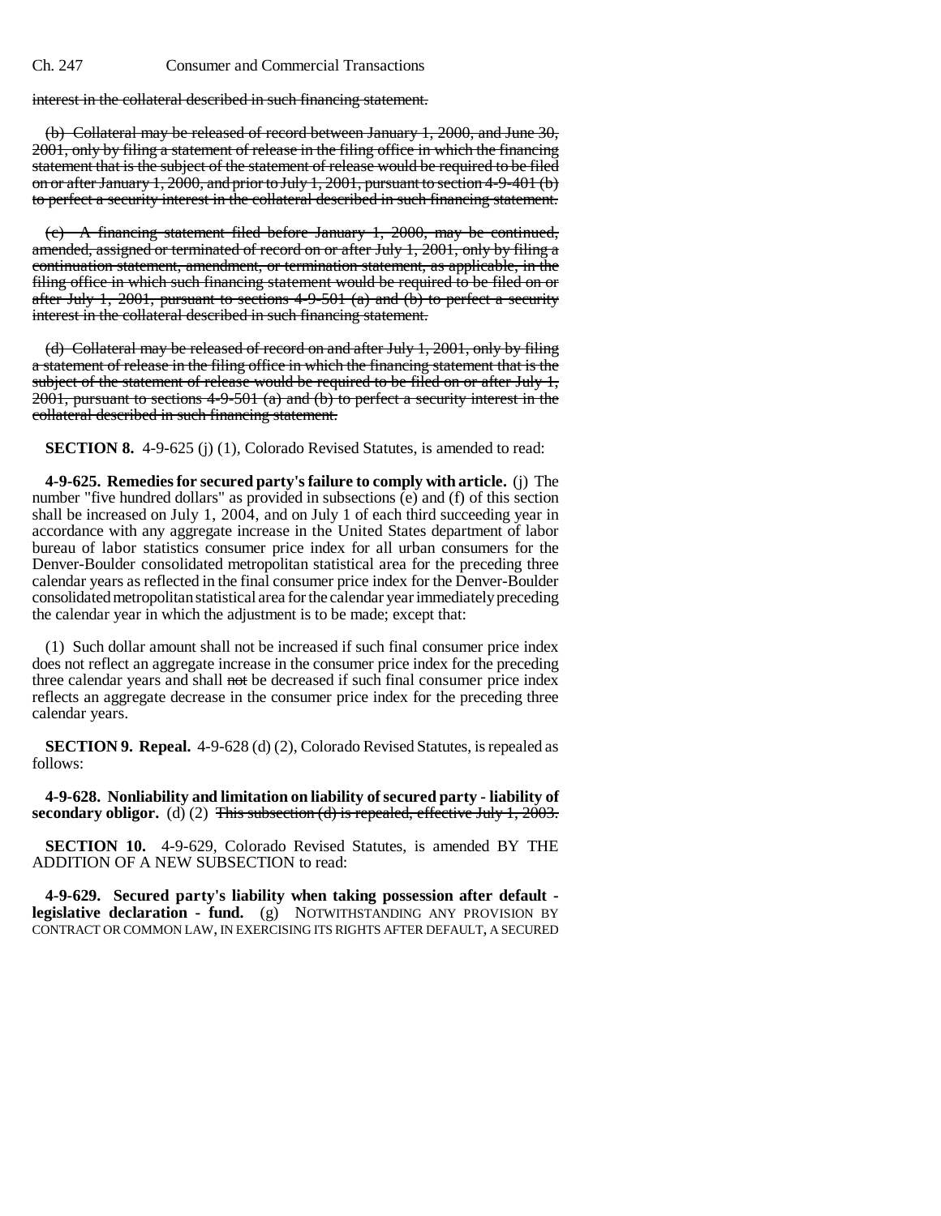~~interest in the collateral described in such financing statement.~~

~~(b) Collateral may be released of record between January 1, 2000, and June 30, 2001, only by filing a statement of release in the filing office in which the financing statement that is the subject of the statement of release would be required to be filed on or after January 1, 2000, and prior to July 1, 2001, pursuant to section 4-9-401 (b) to perfect a security interest in the collateral described in such financing statement.~~

~~(c) A financing statement filed before January 1, 2000, may be continued, amended, assigned or terminated of record on or after July 1, 2001, only by filing a continuation statement, amendment, or termination statement, as applicable, in the filing office in which such financing statement would be required to be filed on or after July 1, 2001, pursuant to sections 4-9-501 (a) and (b) to perfect a security interest in the collateral described in such financing statement.~~

~~(d) Collateral may be released of record on and after July 1, 2001, only by filing a statement of release in the filing office in which the financing statement that is the subject of the statement of release would be required to be filed on or after July 1, 2001, pursuant to sections 4-9-501 (a) and (b) to perfect a security interest in the collateral described in such financing statement.~~

**SECTION 8.** 4-9-625 (j) (1), Colorado Revised Statutes, is amended to read:

**4-9-625. Remedies for secured party's failure to comply with article.** (j) The number "five hundred dollars" as provided in subsections (e) and (f) of this section shall be increased on July 1, 2004, and on July 1 of each third succeeding year in accordance with any aggregate increase in the United States department of labor bureau of labor statistics consumer price index for all urban consumers for the Denver-Boulder consolidated metropolitan statistical area for the preceding three calendar years as reflected in the final consumer price index for the Denver-Boulder consolidated metropolitan statistical area for the calendar year immediately preceding the calendar year in which the adjustment is to be made; except that:

(1) Such dollar amount shall not be increased if such final consumer price index does not reflect an aggregate increase in the consumer price index for the preceding three calendar years and shall ~~not~~ be decreased if such final consumer price index reflects an aggregate decrease in the consumer price index for the preceding three calendar years.

**SECTION 9. Repeal.** 4-9-628 (d) (2), Colorado Revised Statutes, is repealed as follows:

**4-9-628. Nonliability and limitation on liability of secured party - liability of secondary obligor.** (d) (2) ~~This subsection (d) is repealed, effective July 1, 2003.~~

**SECTION 10.** 4-9-629, Colorado Revised Statutes, is amended BY THE ADDITION OF A NEW SUBSECTION to read:

**4-9-629. Secured party's liability when taking possession after default - legislative declaration - fund.** (g) NOTWITHSTANDING ANY PROVISION BY CONTRACT OR COMMON LAW, IN EXERCISING ITS RIGHTS AFTER DEFAULT, A SECURED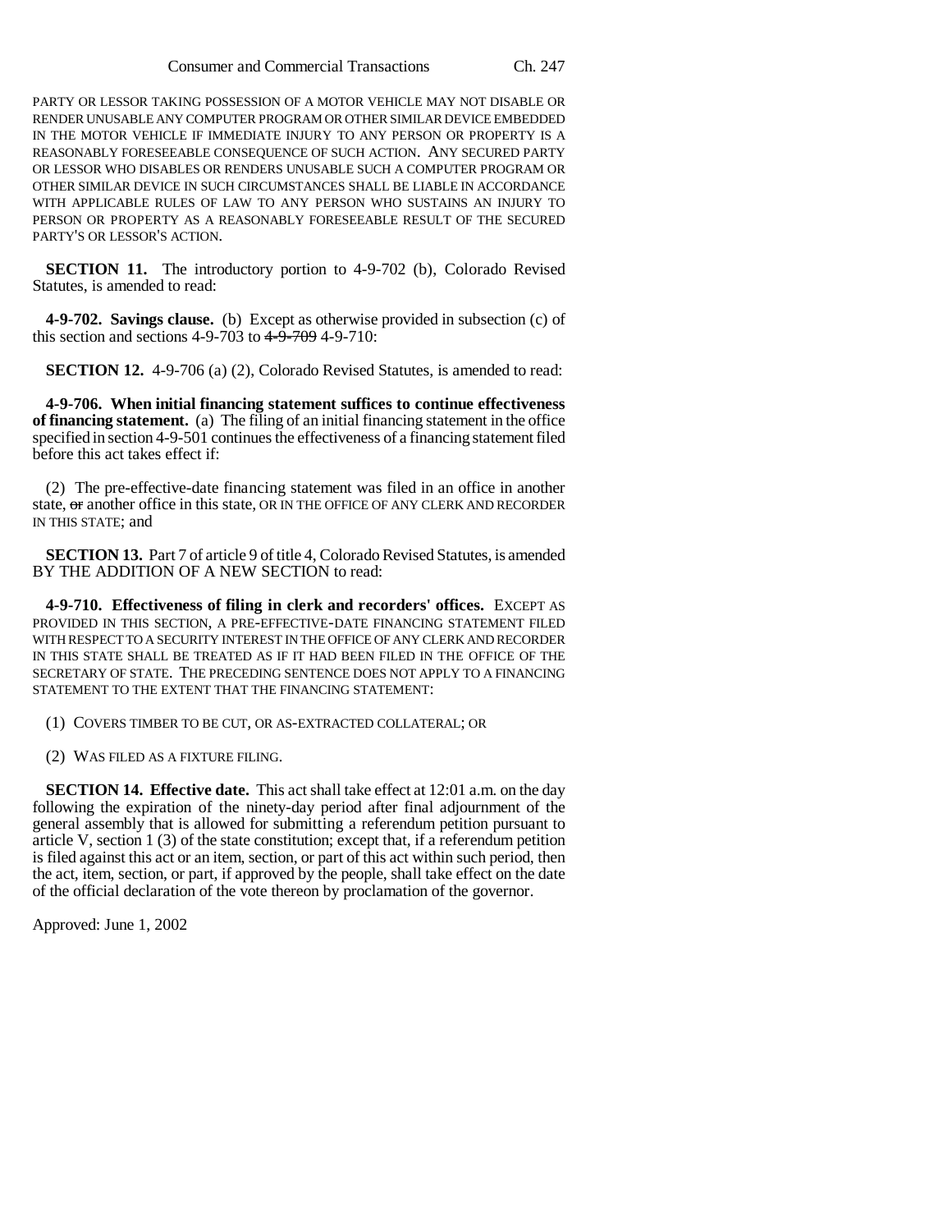PARTY OR LESSOR TAKING POSSESSION OF A MOTOR VEHICLE MAY NOT DISABLE OR RENDER UNUSABLE ANY COMPUTER PROGRAM OR OTHER SIMILAR DEVICE EMBEDDED IN THE MOTOR VEHICLE IF IMMEDIATE INJURY TO ANY PERSON OR PROPERTY IS A REASONABLY FORESEEABLE CONSEQUENCE OF SUCH ACTION. ANY SECURED PARTY OR LESSOR WHO DISABLES OR RENDERS UNUSABLE SUCH A COMPUTER PROGRAM OR OTHER SIMILAR DEVICE IN SUCH CIRCUMSTANCES SHALL BE LIABLE IN ACCORDANCE WITH APPLICABLE RULES OF LAW TO ANY PERSON WHO SUSTAINS AN INJURY TO PERSON OR PROPERTY AS A REASONABLY FORESEEABLE RESULT OF THE SECURED PARTY'S OR LESSOR'S ACTION.

**SECTION 11.** The introductory portion to 4-9-702 (b), Colorado Revised Statutes, is amended to read:

**4-9-702. Savings clause.** (b) Except as otherwise provided in subsection (c) of this section and sections 4-9-703 to ~~4-9-709~~ 4-9-710:

**SECTION 12.** 4-9-706 (a) (2), Colorado Revised Statutes, is amended to read:

**4-9-706. When initial financing statement suffices to continue effectiveness of financing statement.** (a) The filing of an initial financing statement in the office specified in section 4-9-501 continues the effectiveness of a financing statement filed before this act takes effect if:

(2) The pre-effective-date financing statement was filed in an office in another state, ~~or~~ another office in this state, OR IN THE OFFICE OF ANY CLERK AND RECORDER IN THIS STATE; and

**SECTION 13.** Part 7 of article 9 of title 4, Colorado Revised Statutes, is amended BY THE ADDITION OF A NEW SECTION to read:

**4-9-710. Effectiveness of filing in clerk and recorders' offices.** EXCEPT AS PROVIDED IN THIS SECTION, A PRE-EFFECTIVE-DATE FINANCING STATEMENT FILED WITH RESPECT TO A SECURITY INTEREST IN THE OFFICE OF ANY CLERK AND RECORDER IN THIS STATE SHALL BE TREATED AS IF IT HAD BEEN FILED IN THE OFFICE OF THE SECRETARY OF STATE. THE PRECEDING SENTENCE DOES NOT APPLY TO A FINANCING STATEMENT TO THE EXTENT THAT THE FINANCING STATEMENT:

(1) COVERS TIMBER TO BE CUT, OR AS-EXTRACTED COLLATERAL; OR

(2) WAS FILED AS A FIXTURE FILING.

**SECTION 14. Effective date.** This act shall take effect at 12:01 a.m. on the day following the expiration of the ninety-day period after final adjournment of the general assembly that is allowed for submitting a referendum petition pursuant to article V, section 1 (3) of the state constitution; except that, if a referendum petition is filed against this act or an item, section, or part of this act within such period, then the act, item, section, or part, if approved by the people, shall take effect on the date of the official declaration of the vote thereon by proclamation of the governor.

Approved: June 1, 2002